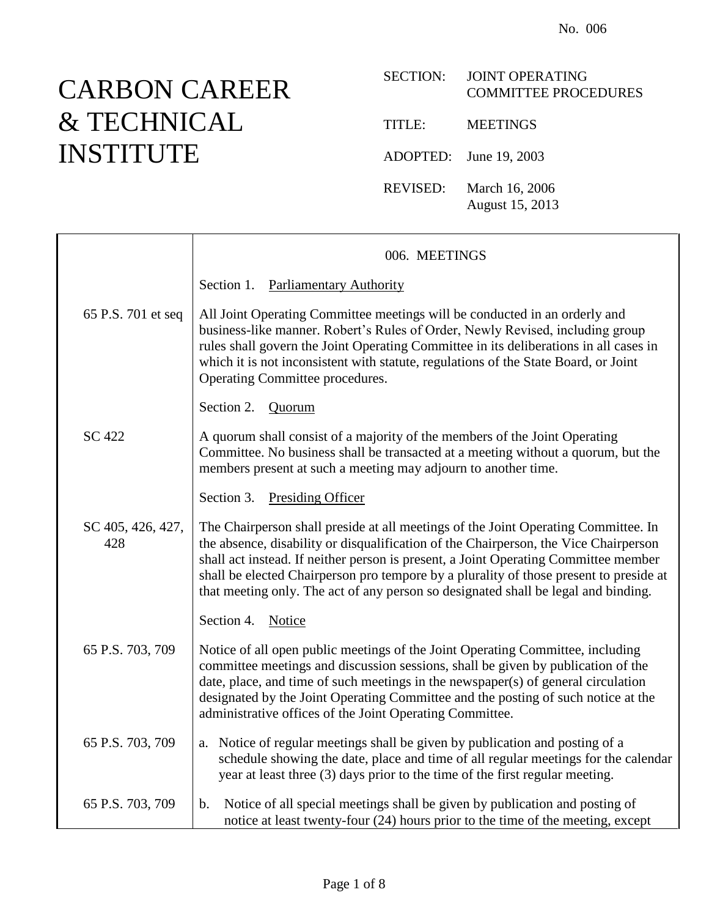No. 006

# CARBON CAREER & TECHNICAL INSTITUTE

SECTION: JOINT OPERATING COMMITTEE PROCEDURES

TITLE: MEETINGS

ADOPTED: June 19, 2003

REVISED: March 16, 2006
August 15, 2013

## 006. MEETINGS

### Section 1. Parliamentary Authority

65 P.S. 701 et seq

All Joint Operating Committee meetings will be conducted in an orderly and business-like manner. Robert's Rules of Order, Newly Revised, including group rules shall govern the Joint Operating Committee in its deliberations in all cases in which it is not inconsistent with statute, regulations of the State Board, or Joint Operating Committee procedures.

### Section 2. Quorum

SC 422

A quorum shall consist of a majority of the members of the Joint Operating Committee. No business shall be transacted at a meeting without a quorum, but the members present at such a meeting may adjourn to another time.

### Section 3. Presiding Officer

SC 405, 426, 427, 428

The Chairperson shall preside at all meetings of the Joint Operating Committee. In the absence, disability or disqualification of the Chairperson, the Vice Chairperson shall act instead. If neither person is present, a Joint Operating Committee member shall be elected Chairperson pro tempore by a plurality of those present to preside at that meeting only. The act of any person so designated shall be legal and binding.

### Section 4. Notice

65 P.S. 703, 709

Notice of all open public meetings of the Joint Operating Committee, including committee meetings and discussion sessions, shall be given by publication of the date, place, and time of such meetings in the newspaper(s) of general circulation designated by the Joint Operating Committee and the posting of such notice at the administrative offices of the Joint Operating Committee.

65 P.S. 703, 709

a. Notice of regular meetings shall be given by publication and posting of a schedule showing the date, place and time of all regular meetings for the calendar year at least three (3) days prior to the time of the first regular meeting.

65 P.S. 703, 709

b. Notice of all special meetings shall be given by publication and posting of notice at least twenty-four (24) hours prior to the time of the meeting, except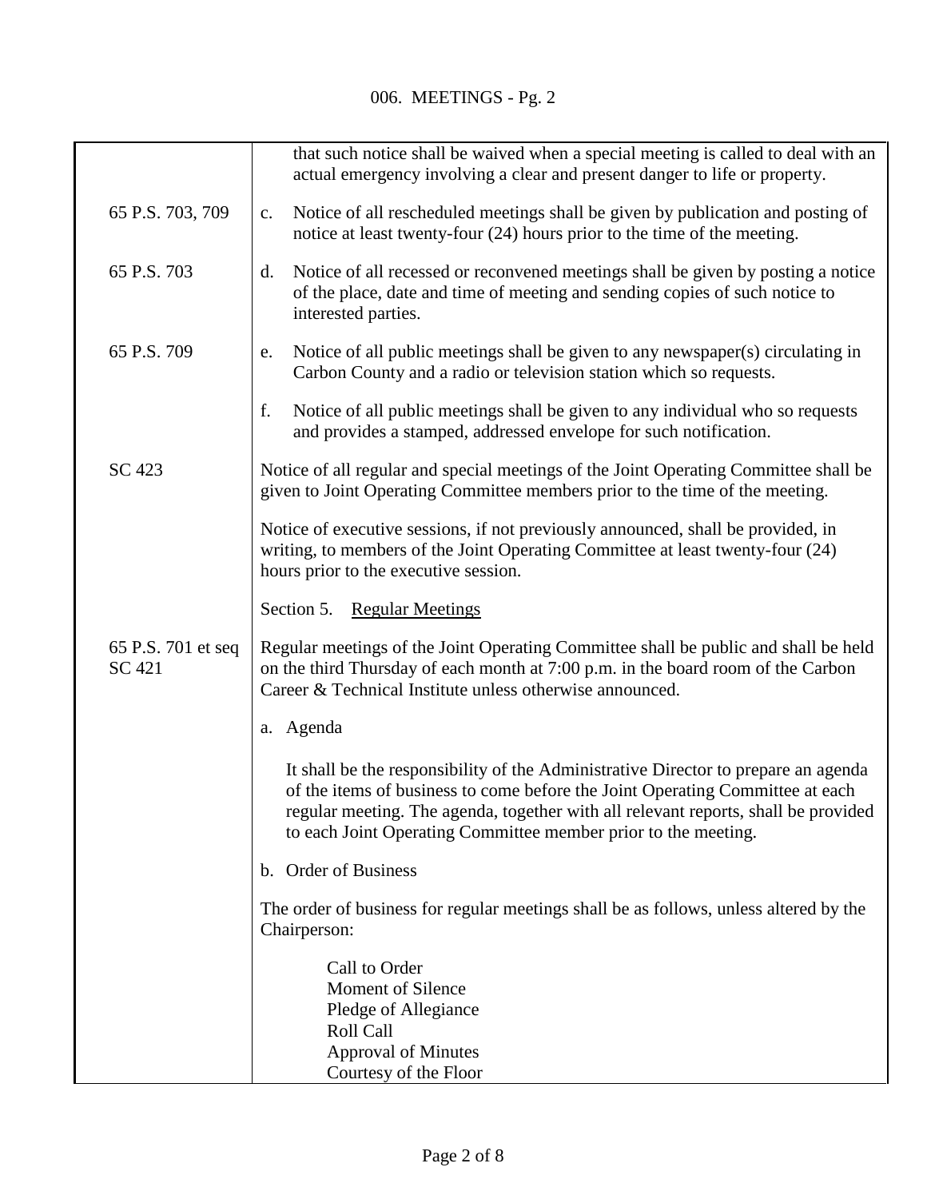| | |
|---|---|
| | that such notice shall be waived when a special meeting is called to deal with an actual emergency involving a clear and present danger to life or property. |
| 65 P.S. 703, 709 | c. Notice of all rescheduled meetings shall be given by publication and posting of notice at least twenty-four (24) hours prior to the time of the meeting. |
| 65 P.S. 703 | d. Notice of all recessed or reconvened meetings shall be given by posting a notice of the place, date and time of meeting and sending copies of such notice to interested parties. |
| 65 P.S. 709 | e. Notice of all public meetings shall be given to any newspaper(s) circulating in Carbon County and a radio or television station which so requests. |
| | f. Notice of all public meetings shall be given to any individual who so requests and provides a stamped, addressed envelope for such notification. |
| SC 423 | Notice of all regular and special meetings of the Joint Operating Committee shall be given to Joint Operating Committee members prior to the time of the meeting. |
| | Notice of executive sessions, if not previously announced, shall be provided, in writing, to members of the Joint Operating Committee at least twenty-four (24) hours prior to the executive session. |
| | Section 5. Regular Meetings |
| 65 P.S. 701 et seq<br>SC 421 | Regular meetings of the Joint Operating Committee shall be public and shall be held on the third Thursday of each month at 7:00 p.m. in the board room of the Carbon Career & Technical Institute unless otherwise announced. |
| | a. Agenda |
| | It shall be the responsibility of the Administrative Director to prepare an agenda of the items of business to come before the Joint Operating Committee at each regular meeting. The agenda, together with all relevant reports, shall be provided to each Joint Operating Committee member prior to the meeting. |
| | b. Order of Business |
| | The order of business for regular meetings shall be as follows, unless altered by the Chairperson: |
| | Call to Order<br>Moment of Silence<br>Pledge of Allegiance<br>Roll Call<br>Approval of Minutes<br>Courtesy of the Floor |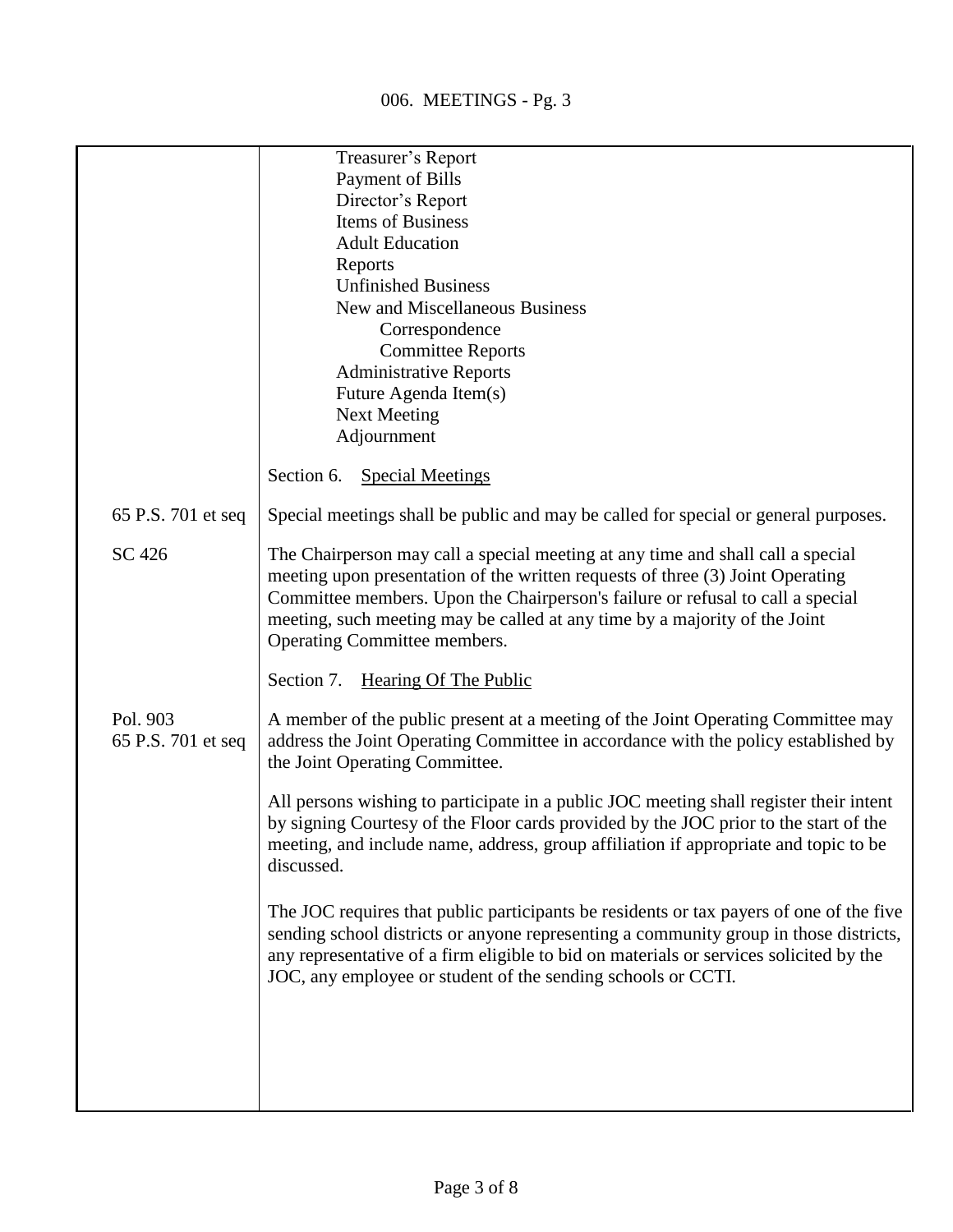Treasurer's Report
Payment of Bills
Director's Report
Items of Business
Adult Education
Reports
Unfinished Business
New and Miscellaneous Business
- Correspondence
- Committee Reports

Administrative Reports
Future Agenda Item(s)
Next Meeting
Adjournment

Section 6. Special Meetings

65 P.S. 701 et seq

Special meetings shall be public and may be called for special or general purposes.

SC 426

The Chairperson may call a special meeting at any time and shall call a special meeting upon presentation of the written requests of three (3) Joint Operating Committee members. Upon the Chairperson's failure or refusal to call a special meeting, such meeting may be called at any time by a majority of the Joint Operating Committee members.

Section 7. Hearing Of The Public

Pol. 903
65 P.S. 701 et seq

A member of the public present at a meeting of the Joint Operating Committee may address the Joint Operating Committee in accordance with the policy established by the Joint Operating Committee.

All persons wishing to participate in a public JOC meeting shall register their intent by signing Courtesy of the Floor cards provided by the JOC prior to the start of the meeting, and include name, address, group affiliation if appropriate and topic to be discussed.

The JOC requires that public participants be residents or tax payers of one of the five sending school districts or anyone representing a community group in those districts, any representative of a firm eligible to bid on materials or services solicited by the JOC, any employee or student of the sending schools or CCTI.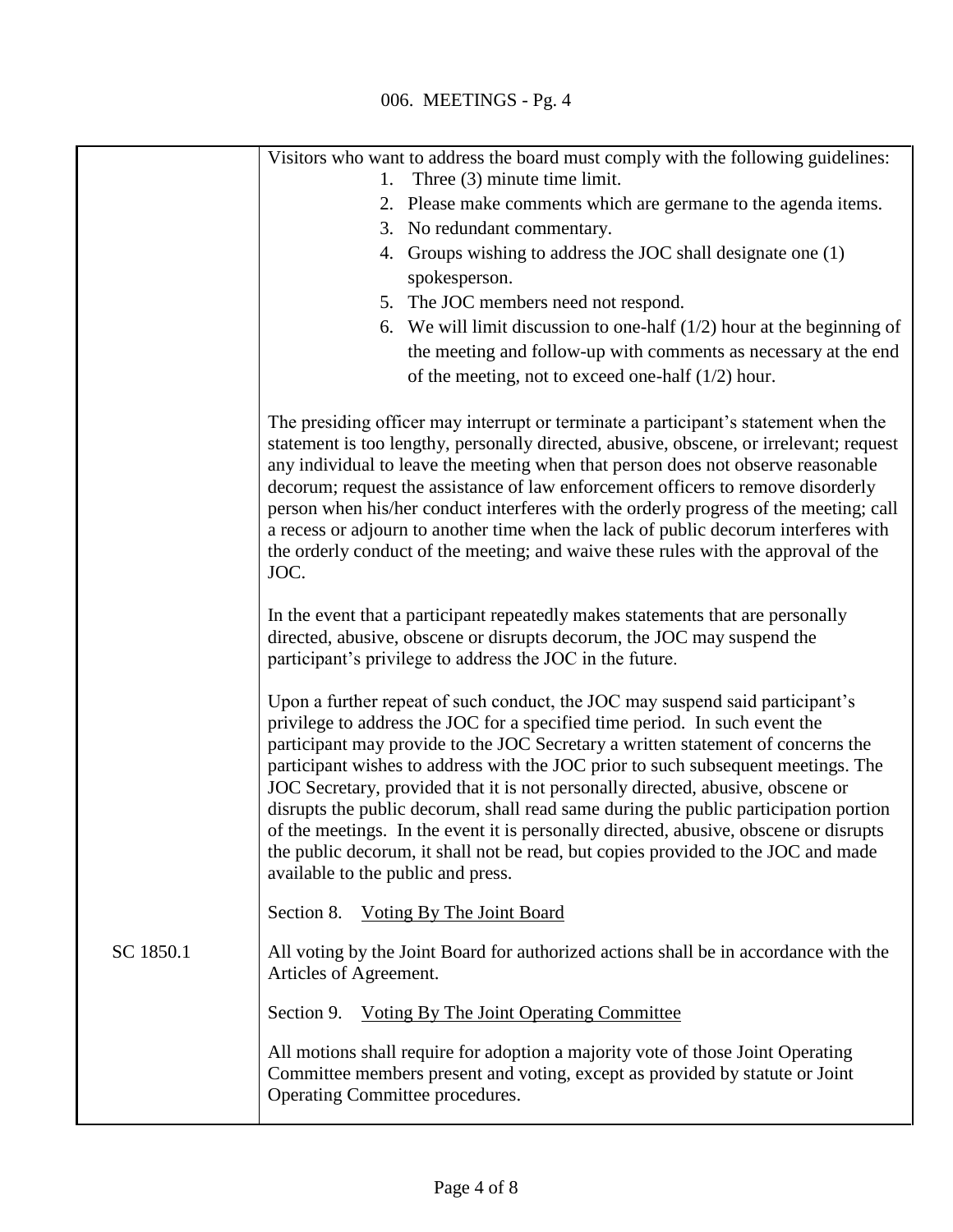Visitors who want to address the board must comply with the following guidelines:

1. Three (3) minute time limit.
2. Please make comments which are germane to the agenda items.
3. No redundant commentary.
4. Groups wishing to address the JOC shall designate one (1) spokesperson.
5. The JOC members need not respond.
6. We will limit discussion to one-half (1/2) hour at the beginning of the meeting and follow-up with comments as necessary at the end of the meeting, not to exceed one-half (1/2) hour.

The presiding officer may interrupt or terminate a participant's statement when the statement is too lengthy, personally directed, abusive, obscene, or irrelevant; request any individual to leave the meeting when that person does not observe reasonable decorum; request the assistance of law enforcement officers to remove disorderly person when his/her conduct interferes with the orderly progress of the meeting; call a recess or adjourn to another time when the lack of public decorum interferes with the orderly conduct of the meeting; and waive these rules with the approval of the JOC.

In the event that a participant repeatedly makes statements that are personally directed, abusive, obscene or disrupts decorum, the JOC may suspend the participant's privilege to address the JOC in the future.

Upon a further repeat of such conduct, the JOC may suspend said participant's privilege to address the JOC for a specified time period. In such event the participant may provide to the JOC Secretary a written statement of concerns the participant wishes to address with the JOC prior to such subsequent meetings. The JOC Secretary, provided that it is not personally directed, abusive, obscene or disrupts the public decorum, shall read same during the public participation portion of the meetings. In the event it is personally directed, abusive, obscene or disrupts the public decorum, it shall not be read, but copies provided to the JOC and made available to the public and press.

Section 8. Voting By The Joint Board

SC 1850.1

All voting by the Joint Board for authorized actions shall be in accordance with the Articles of Agreement.

Section 9. Voting By The Joint Operating Committee

All motions shall require for adoption a majority vote of those Joint Operating Committee members present and voting, except as provided by statute or Joint Operating Committee procedures.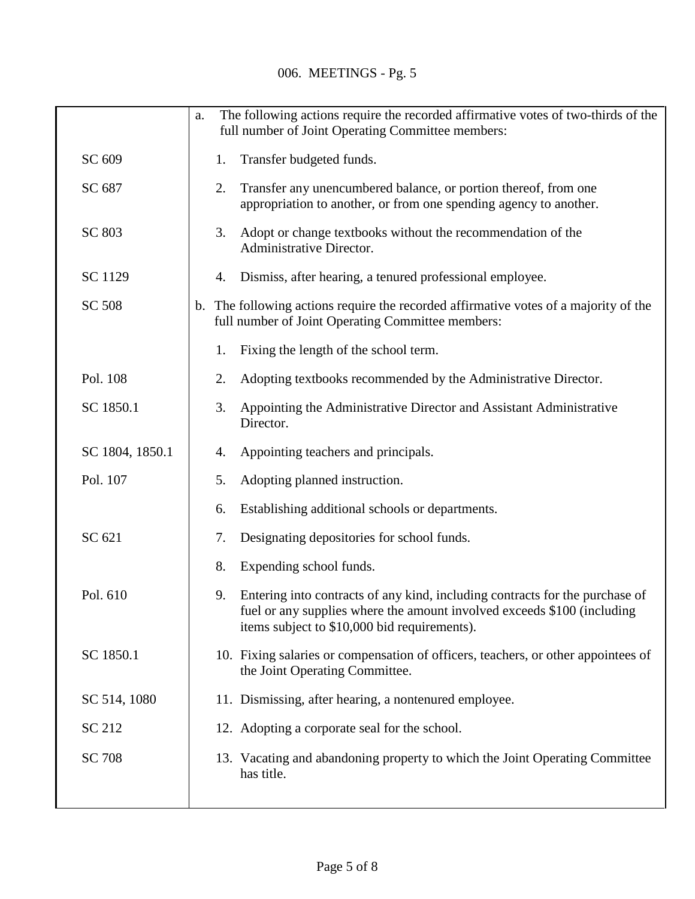| | |
|---|---|
| | a. The following actions require the recorded affirmative votes of two-thirds of the full number of Joint Operating Committee members: |
| SC 609 | 1. Transfer budgeted funds. |
| SC 687 | 2. Transfer any unencumbered balance, or portion thereof, from one appropriation to another, or from one spending agency to another. |
| SC 803 | 3. Adopt or change textbooks without the recommendation of the Administrative Director. |
| SC 1129 | 4. Dismiss, after hearing, a tenured professional employee. |
| SC 508 | b. The following actions require the recorded affirmative votes of a majority of the full number of Joint Operating Committee members: |
| | 1. Fixing the length of the school term. |
| Pol. 108 | 2. Adopting textbooks recommended by the Administrative Director. |
| SC 1850.1 | 3. Appointing the Administrative Director and Assistant Administrative Director. |
| SC 1804, 1850.1 | 4. Appointing teachers and principals. |
| Pol. 107 | 5. Adopting planned instruction. |
| | 6. Establishing additional schools or departments. |
| SC 621 | 7. Designating depositories for school funds. |
| | 8. Expending school funds. |
| Pol. 610 | 9. Entering into contracts of any kind, including contracts for the purchase of fuel or any supplies where the amount involved exceeds $100 (including items subject to $10,000 bid requirements). |
| SC 1850.1 | 10. Fixing salaries or compensation of officers, teachers, or other appointees of the Joint Operating Committee. |
| SC 514, 1080 | 11. Dismissing, after hearing, a nontenured employee. |
| SC 212 | 12. Adopting a corporate seal for the school. |
| SC 708 | 13. Vacating and abandoning property to which the Joint Operating Committee has title. |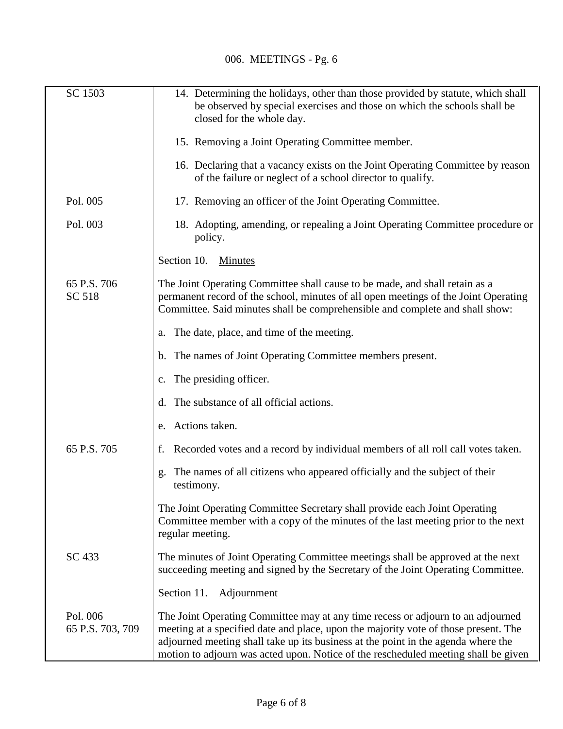| | |
|---|---|
| SC 1503 | 14. Determining the holidays, other than those provided by statute, which shall be observed by special exercises and those on which the schools shall be closed for the whole day. |
| | 15. Removing a Joint Operating Committee member. |
| | 16. Declaring that a vacancy exists on the Joint Operating Committee by reason of the failure or neglect of a school director to qualify. |
| Pol. 005 | 17. Removing an officer of the Joint Operating Committee. |
| Pol. 003 | 18. Adopting, amending, or repealing a Joint Operating Committee procedure or policy. |
| | Section 10. <u>Minutes</u> |
| 65 P.S. 706<br>SC 518 | The Joint Operating Committee shall cause to be made, and shall retain as a permanent record of the school, minutes of all open meetings of the Joint Operating Committee. Said minutes shall be comprehensible and complete and shall show: |
| | a. The date, place, and time of the meeting. |
| | b. The names of Joint Operating Committee members present. |
| | c. The presiding officer. |
| | d. The substance of all official actions. |
| | e. Actions taken. |
| 65 P.S. 705 | f. Recorded votes and a record by individual members of all roll call votes taken. |
| | g. The names of all citizens who appeared officially and the subject of their testimony. |
| | The Joint Operating Committee Secretary shall provide each Joint Operating Committee member with a copy of the minutes of the last meeting prior to the next regular meeting. |
| SC 433 | The minutes of Joint Operating Committee meetings shall be approved at the next succeeding meeting and signed by the Secretary of the Joint Operating Committee. |
| | Section 11. <u>Adjournment</u> |
| Pol. 006<br>65 P.S. 703, 709 | The Joint Operating Committee may at any time recess or adjourn to an adjourned meeting at a specified date and place, upon the majority vote of those present. The adjourned meeting shall take up its business at the point in the agenda where the motion to adjourn was acted upon. Notice of the rescheduled meeting shall be given |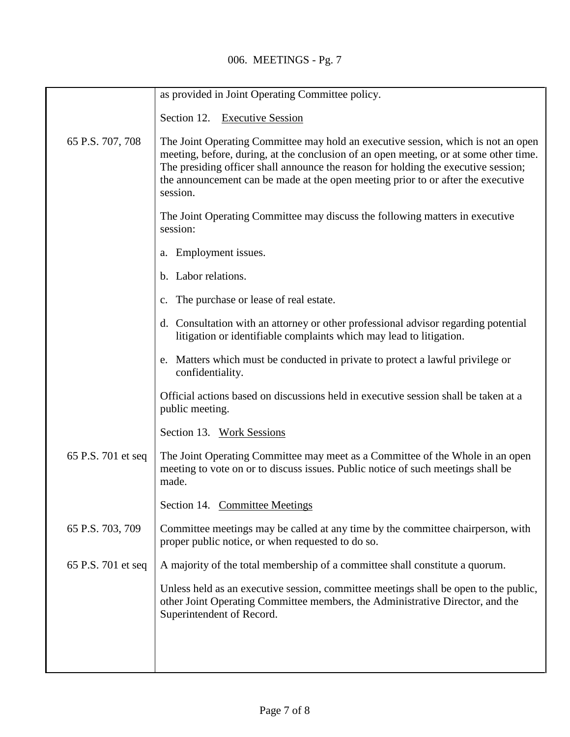| | |
|---|---|
| | as provided in Joint Operating Committee policy. |
| | Section 12. Executive Session |
| 65 P.S. 707, 708 | The Joint Operating Committee may hold an executive session, which is not an open meeting, before, during, at the conclusion of an open meeting, or at some other time. The presiding officer shall announce the reason for holding the executive session; the announcement can be made at the open meeting prior to or after the executive session. |
| | The Joint Operating Committee may discuss the following matters in executive session: |
| | a. Employment issues. |
| | b. Labor relations. |
| | c. The purchase or lease of real estate. |
| | d. Consultation with an attorney or other professional advisor regarding potential litigation or identifiable complaints which may lead to litigation. |
| | e. Matters which must be conducted in private to protect a lawful privilege or confidentiality. |
| | Official actions based on discussions held in executive session shall be taken at a public meeting. |
| | Section 13. Work Sessions |
| 65 P.S. 701 et seq | The Joint Operating Committee may meet as a Committee of the Whole in an open meeting to vote on or to discuss issues. Public notice of such meetings shall be made. |
| | Section 14. Committee Meetings |
| 65 P.S. 703, 709 | Committee meetings may be called at any time by the committee chairperson, with proper public notice, or when requested to do so. |
| 65 P.S. 701 et seq | A majority of the total membership of a committee shall constitute a quorum. |
| | Unless held as an executive session, committee meetings shall be open to the public, other Joint Operating Committee members, the Administrative Director, and the Superintendent of Record. |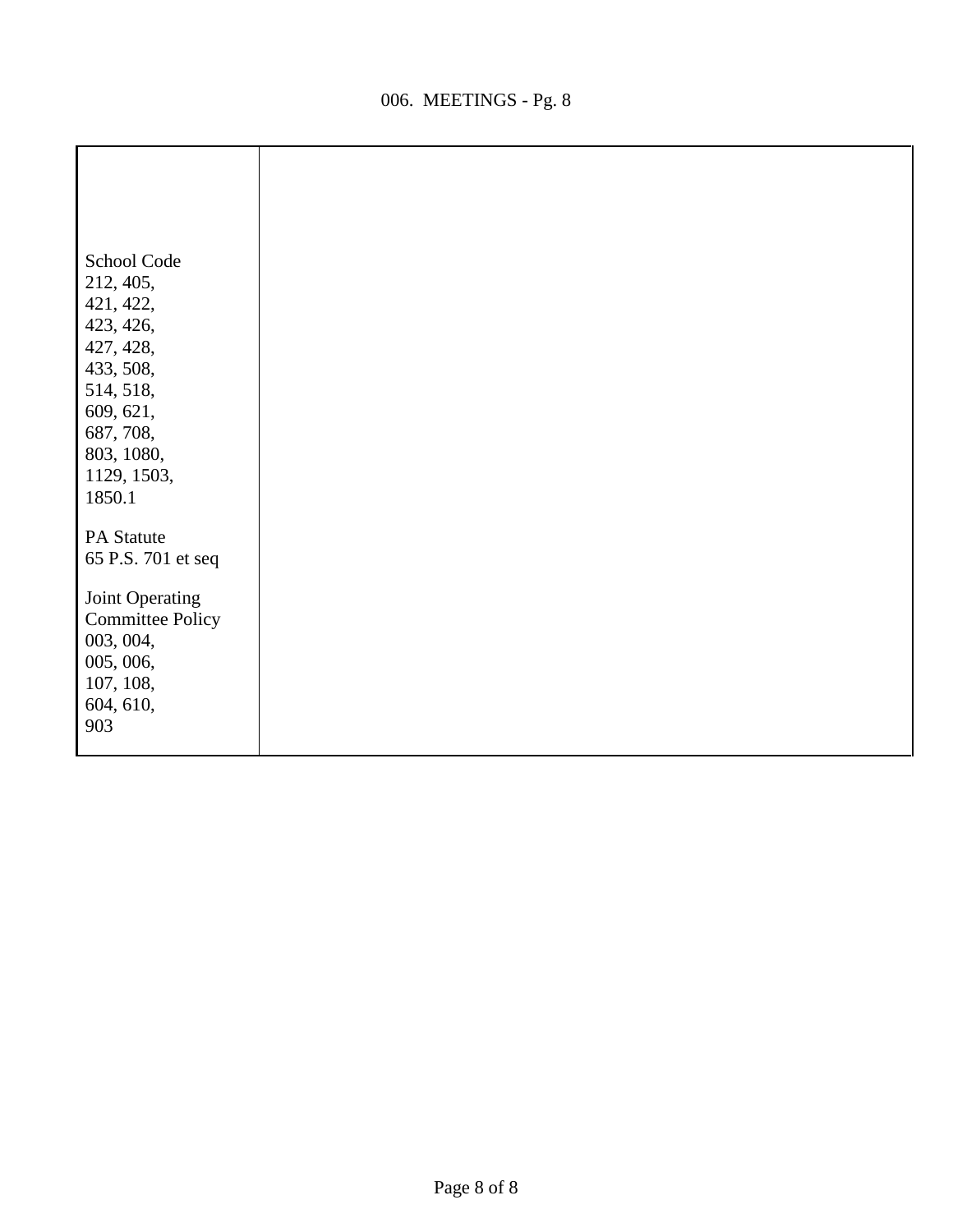| | |
|---|---|
| School Code<br>212, 405,<br>421, 422,<br>423, 426,<br>427, 428,<br>433, 508,<br>514, 518,<br>609, 621,<br>687, 708,<br>803, 1080,<br>1129, 1503,<br>1850.1<br><br>PA Statute<br>65 P.S. 701 et seq<br><br>Joint Operating Committee Policy<br>003, 004,<br>005, 006,<br>107, 108,<br>604, 610,<br>903 | |